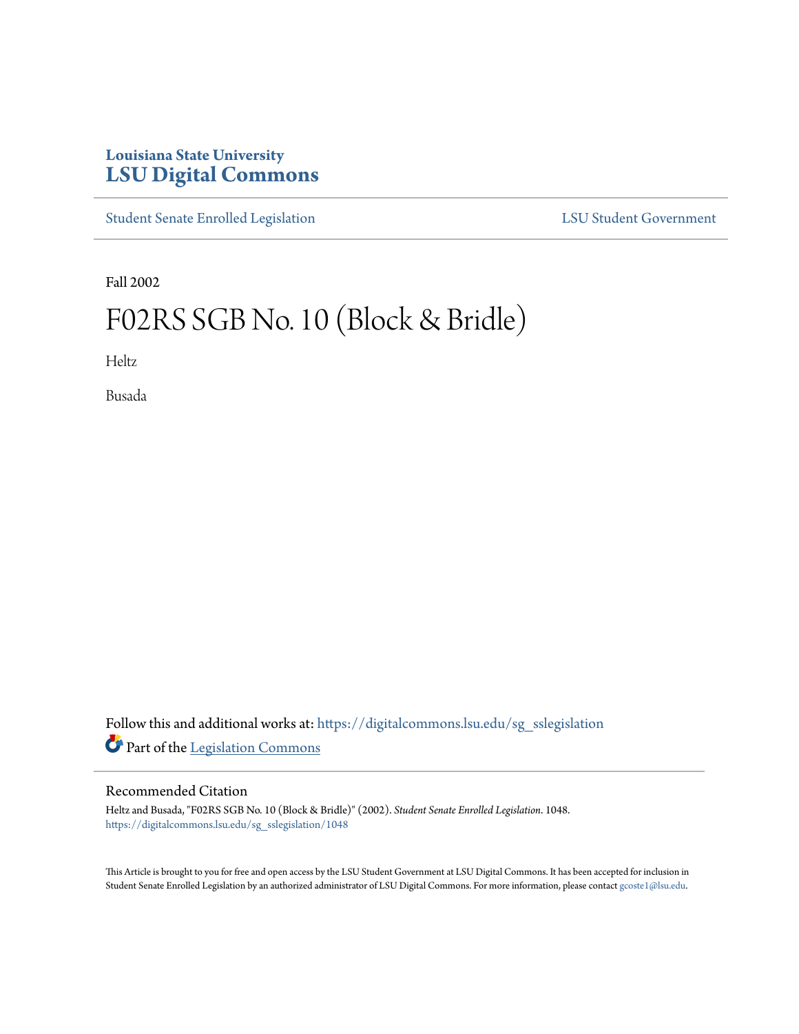Louisiana State University

# LSU Digital Commons

Student Senate Enrolled Legislation | LSU Student Government

Fall 2002

# F02RS SGB No. 10 (Block & Bridle)

Heltz

Busada

Follow this and additional works at: https://digitalcommons.lsu.edu/sg_sslegislation

Part of the Legislation Commons

## Recommended Citation

Heltz and Busada, "F02RS SGB No. 10 (Block & Bridle)" (2002). *Student Senate Enrolled Legislation*. 1048.
https://digitalcommons.lsu.edu/sg_sslegislation/1048

This Article is brought to you for free and open access by the LSU Student Government at LSU Digital Commons. It has been accepted for inclusion in Student Senate Enrolled Legislation by an authorized administrator of LSU Digital Commons. For more information, please contact gcoste1@lsu.edu.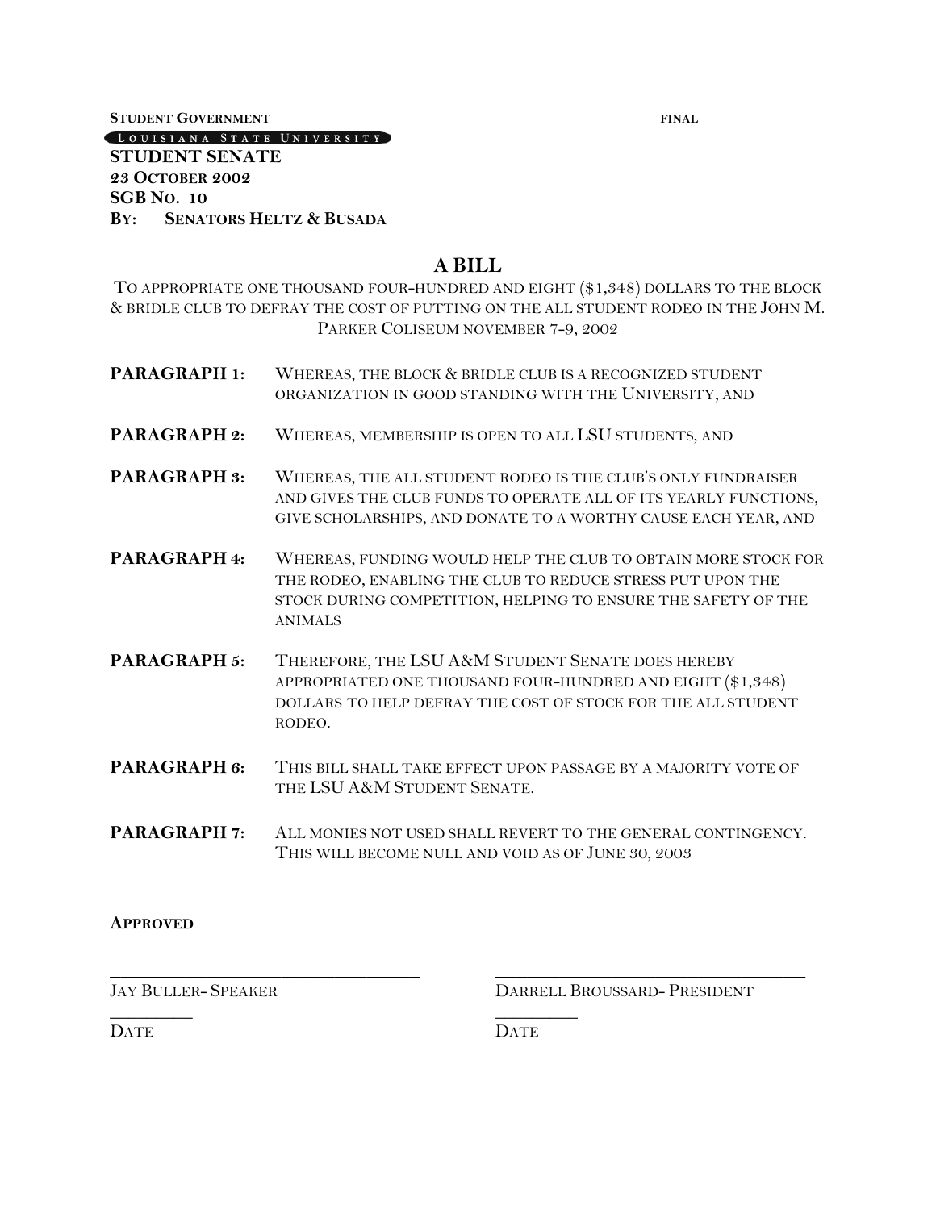**STUDENT GOVERNMENT** **FINAL**

LOUISIANA STATE UNIVERSITY

**STUDENT SENATE**
**23 OCTOBER 2002**
**SGB NO. 10**
**BY: SENATORS HELTZ & BUSADA**

# A BILL

TO APPROPRIATE ONE THOUSAND FOUR-HUNDRED AND EIGHT ($1,348) DOLLARS TO THE BLOCK & BRIDLE CLUB TO DEFRAY THE COST OF PUTTING ON THE ALL STUDENT RODEO IN THE JOHN M. PARKER COLISEUM NOVEMBER 7-9, 2002

**PARAGRAPH 1:** WHEREAS, THE BLOCK & BRIDLE CLUB IS A RECOGNIZED STUDENT ORGANIZATION IN GOOD STANDING WITH THE UNIVERSITY, AND

**PARAGRAPH 2:** WHEREAS, MEMBERSHIP IS OPEN TO ALL LSU STUDENTS, AND

**PARAGRAPH 3:** WHEREAS, THE ALL STUDENT RODEO IS THE CLUB'S ONLY FUNDRAISER AND GIVES THE CLUB FUNDS TO OPERATE ALL OF ITS YEARLY FUNCTIONS, GIVE SCHOLARSHIPS, AND DONATE TO A WORTHY CAUSE EACH YEAR, AND

**PARAGRAPH 4:** WHEREAS, FUNDING WOULD HELP THE CLUB TO OBTAIN MORE STOCK FOR THE RODEO, ENABLING THE CLUB TO REDUCE STRESS PUT UPON THE STOCK DURING COMPETITION, HELPING TO ENSURE THE SAFETY OF THE ANIMALS

**PARAGRAPH 5:** THEREFORE, THE LSU A&M STUDENT SENATE DOES HEREBY APPROPRIATED ONE THOUSAND FOUR-HUNDRED AND EIGHT ($1,348) DOLLARS TO HELP DEFRAY THE COST OF STOCK FOR THE ALL STUDENT RODEO.

**PARAGRAPH 6:** THIS BILL SHALL TAKE EFFECT UPON PASSAGE BY A MAJORITY VOTE OF THE LSU A&M STUDENT SENATE.

**PARAGRAPH 7:** ALL MONIES NOT USED SHALL REVERT TO THE GENERAL CONTINGENCY. THIS WILL BECOME NULL AND VOID AS OF JUNE 30, 2003

**APPROVED**

\_\_\_\_\_\_\_\_\_\_\_\_\_\_\_\_\_\_\_\_\_\_\_\_\_\_\_\_\_\_
JAY BULLER- SPEAKER

\_\_\_\_\_\_\_\_
DATE

\_\_\_\_\_\_\_\_\_\_\_\_\_\_\_\_\_\_\_\_\_\_\_\_\_\_\_\_\_\_
DARRELL BROUSSARD- PRESIDENT

\_\_\_\_\_\_\_\_
DATE